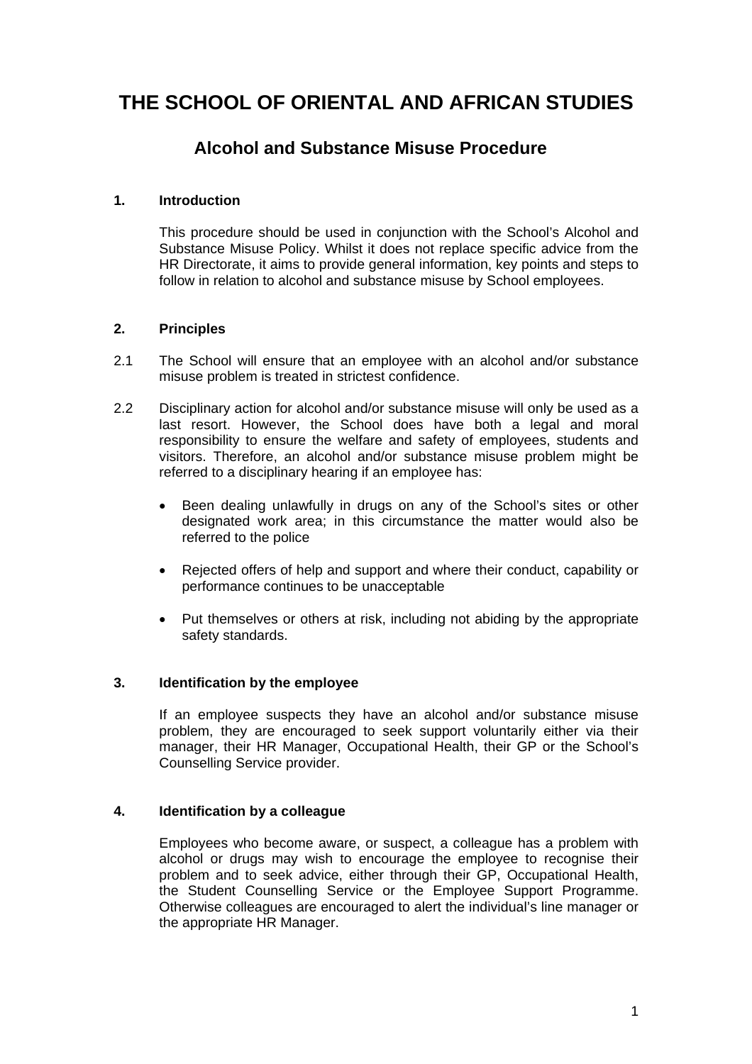# THE SCHOOL OF ORIENTAL AND AFRICAN STUDIES

## Alcohol and Substance Misuse Procedure

### 1. Introduction

This procedure should be used in conjunction with the School's Alcohol and Substance Misuse Policy. Whilst it does not replace specific advice from the HR Directorate, it aims to provide general information, key points and steps to follow in relation to alcohol and substance misuse by School employees.

### 2. Principles

2.1 The School will ensure that an employee with an alcohol and/or substance misuse problem is treated in strictest confidence.

2.2 Disciplinary action for alcohol and/or substance misuse will only be used as a last resort. However, the School does have both a legal and moral responsibility to ensure the welfare and safety of employees, students and visitors. Therefore, an alcohol and/or substance misuse problem might be referred to a disciplinary hearing if an employee has:

- Been dealing unlawfully in drugs on any of the School's sites or other designated work area; in this circumstance the matter would also be referred to the police
- Rejected offers of help and support and where their conduct, capability or performance continues to be unacceptable
- Put themselves or others at risk, including not abiding by the appropriate safety standards.

### 3. Identification by the employee

If an employee suspects they have an alcohol and/or substance misuse problem, they are encouraged to seek support voluntarily either via their manager, their HR Manager, Occupational Health, their GP or the School's Counselling Service provider.

### 4. Identification by a colleague

Employees who become aware, or suspect, a colleague has a problem with alcohol or drugs may wish to encourage the employee to recognise their problem and to seek advice, either through their GP, Occupational Health, the Student Counselling Service or the Employee Support Programme. Otherwise colleagues are encouraged to alert the individual's line manager or the appropriate HR Manager.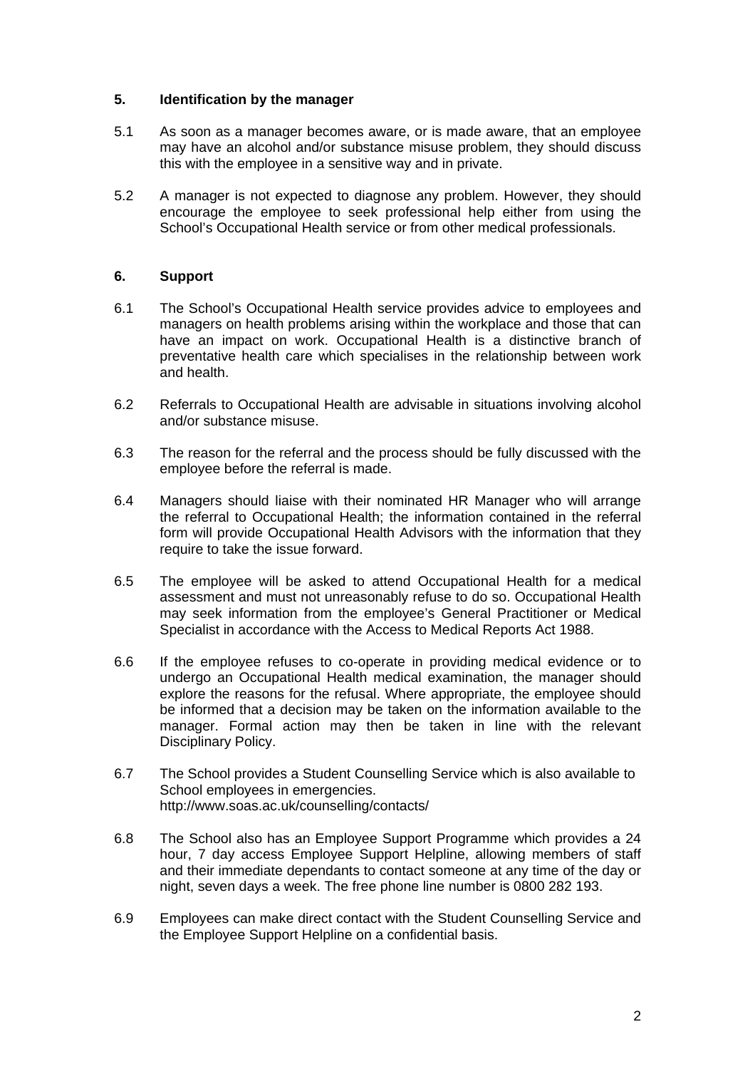## 5. Identification by the manager

5.1 As soon as a manager becomes aware, or is made aware, that an employee may have an alcohol and/or substance misuse problem, they should discuss this with the employee in a sensitive way and in private.

5.2 A manager is not expected to diagnose any problem. However, they should encourage the employee to seek professional help either from using the School's Occupational Health service or from other medical professionals.

## 6. Support

6.1 The School's Occupational Health service provides advice to employees and managers on health problems arising within the workplace and those that can have an impact on work. Occupational Health is a distinctive branch of preventative health care which specialises in the relationship between work and health.

6.2 Referrals to Occupational Health are advisable in situations involving alcohol and/or substance misuse.

6.3 The reason for the referral and the process should be fully discussed with the employee before the referral is made.

6.4 Managers should liaise with their nominated HR Manager who will arrange the referral to Occupational Health; the information contained in the referral form will provide Occupational Health Advisors with the information that they require to take the issue forward.

6.5 The employee will be asked to attend Occupational Health for a medical assessment and must not unreasonably refuse to do so. Occupational Health may seek information from the employee's General Practitioner or Medical Specialist in accordance with the Access to Medical Reports Act 1988.

6.6 If the employee refuses to co-operate in providing medical evidence or to undergo an Occupational Health medical examination, the manager should explore the reasons for the refusal. Where appropriate, the employee should be informed that a decision may be taken on the information available to the manager. Formal action may then be taken in line with the relevant Disciplinary Policy.

6.7 The School provides a Student Counselling Service which is also available to School employees in emergencies.
http://www.soas.ac.uk/counselling/contacts/

6.8 The School also has an Employee Support Programme which provides a 24 hour, 7 day access Employee Support Helpline, allowing members of staff and their immediate dependants to contact someone at any time of the day or night, seven days a week. The free phone line number is 0800 282 193.

6.9 Employees can make direct contact with the Student Counselling Service and the Employee Support Helpline on a confidential basis.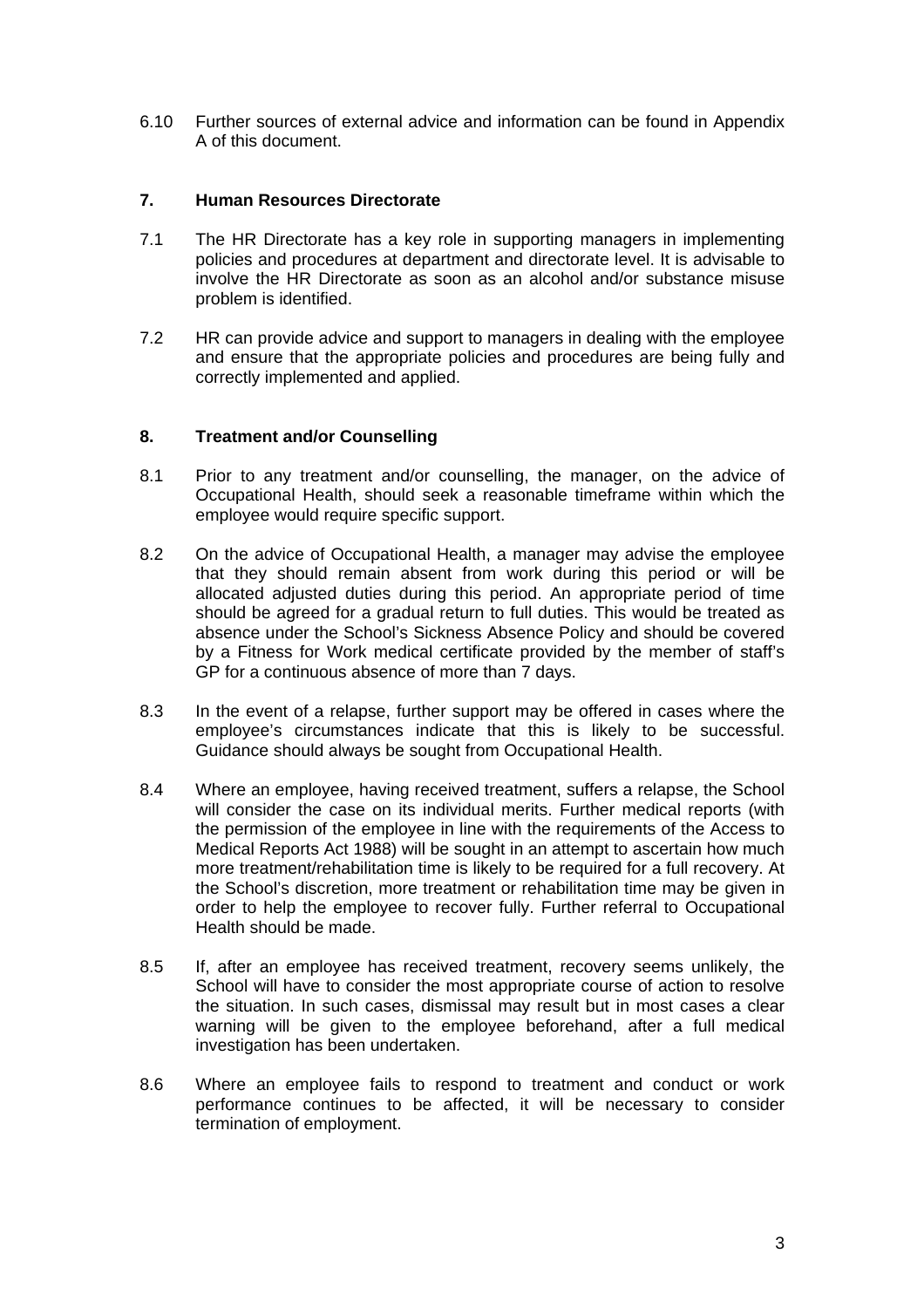6.10 Further sources of external advice and information can be found in Appendix A of this document.

## 7. Human Resources Directorate

7.1 The HR Directorate has a key role in supporting managers in implementing policies and procedures at department and directorate level. It is advisable to involve the HR Directorate as soon as an alcohol and/or substance misuse problem is identified.

7.2 HR can provide advice and support to managers in dealing with the employee and ensure that the appropriate policies and procedures are being fully and correctly implemented and applied.

## 8. Treatment and/or Counselling

8.1 Prior to any treatment and/or counselling, the manager, on the advice of Occupational Health, should seek a reasonable timeframe within which the employee would require specific support.

8.2 On the advice of Occupational Health, a manager may advise the employee that they should remain absent from work during this period or will be allocated adjusted duties during this period. An appropriate period of time should be agreed for a gradual return to full duties. This would be treated as absence under the School's Sickness Absence Policy and should be covered by a Fitness for Work medical certificate provided by the member of staff's GP for a continuous absence of more than 7 days.

8.3 In the event of a relapse, further support may be offered in cases where the employee's circumstances indicate that this is likely to be successful. Guidance should always be sought from Occupational Health.

8.4 Where an employee, having received treatment, suffers a relapse, the School will consider the case on its individual merits. Further medical reports (with the permission of the employee in line with the requirements of the Access to Medical Reports Act 1988) will be sought in an attempt to ascertain how much more treatment/rehabilitation time is likely to be required for a full recovery. At the School's discretion, more treatment or rehabilitation time may be given in order to help the employee to recover fully. Further referral to Occupational Health should be made.

8.5 If, after an employee has received treatment, recovery seems unlikely, the School will have to consider the most appropriate course of action to resolve the situation. In such cases, dismissal may result but in most cases a clear warning will be given to the employee beforehand, after a full medical investigation has been undertaken.

8.6 Where an employee fails to respond to treatment and conduct or work performance continues to be affected, it will be necessary to consider termination of employment.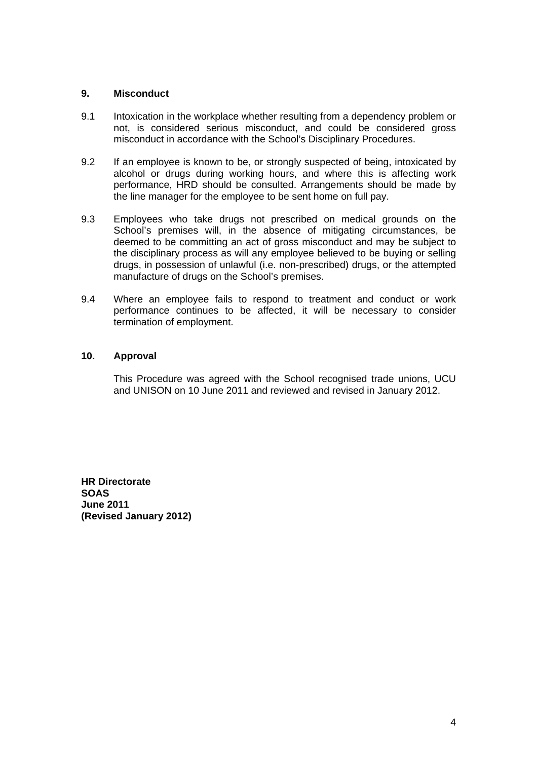## 9. Misconduct

9.1 Intoxication in the workplace whether resulting from a dependency problem or not, is considered serious misconduct, and could be considered gross misconduct in accordance with the School's Disciplinary Procedures.

9.2 If an employee is known to be, or strongly suspected of being, intoxicated by alcohol or drugs during working hours, and where this is affecting work performance, HRD should be consulted. Arrangements should be made by the line manager for the employee to be sent home on full pay.

9.3 Employees who take drugs not prescribed on medical grounds on the School's premises will, in the absence of mitigating circumstances, be deemed to be committing an act of gross misconduct and may be subject to the disciplinary process as will any employee believed to be buying or selling drugs, in possession of unlawful (i.e. non-prescribed) drugs, or the attempted manufacture of drugs on the School's premises.

9.4 Where an employee fails to respond to treatment and conduct or work performance continues to be affected, it will be necessary to consider termination of employment.

## 10. Approval

This Procedure was agreed with the School recognised trade unions, UCU and UNISON on 10 June 2011 and reviewed and revised in January 2012.

**HR Directorate**
**SOAS**
**June 2011**
**(Revised January 2012)**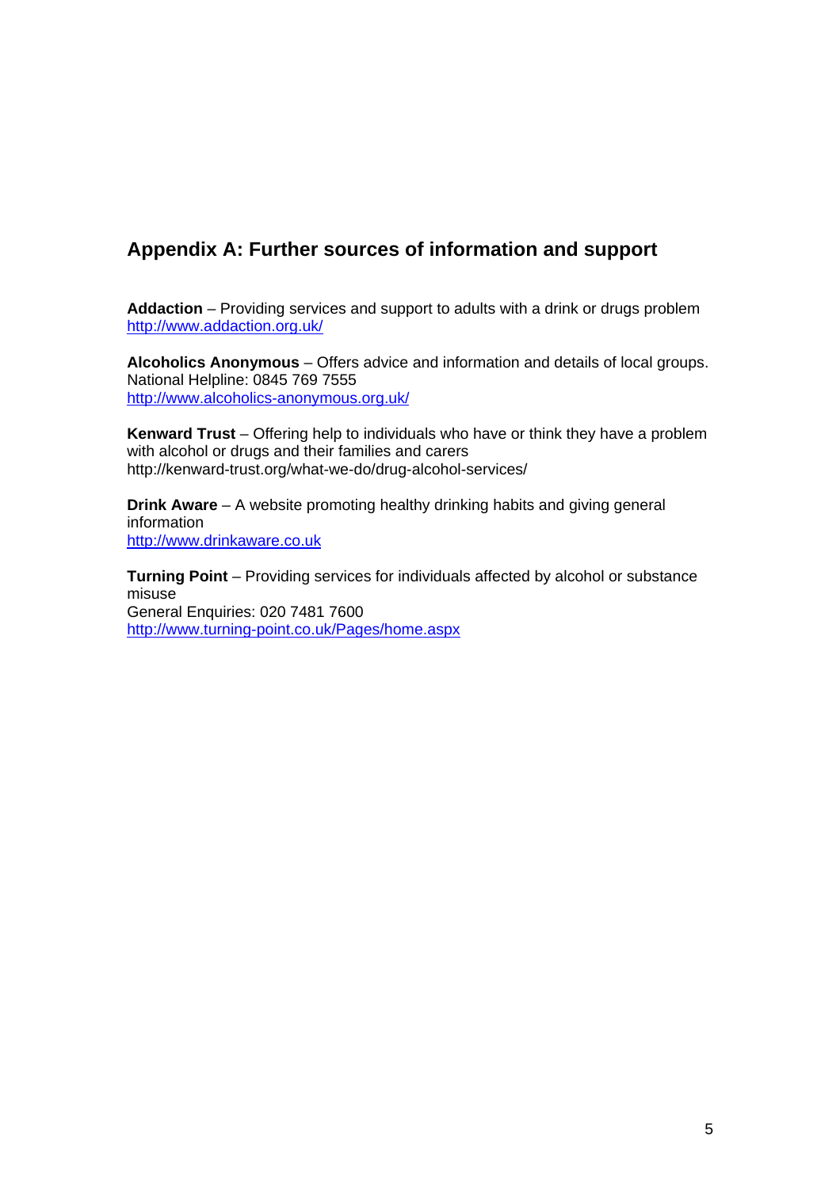## Appendix A: Further sources of information and support

**Addaction** – Providing services and support to adults with a drink or drugs problem
http://www.addaction.org.uk/

**Alcoholics Anonymous** – Offers advice and information and details of local groups.
National Helpline: 0845 769 7555
http://www.alcoholics-anonymous.org.uk/

**Kenward Trust** – Offering help to individuals who have or think they have a problem with alcohol or drugs and their families and carers
http://kenward-trust.org/what-we-do/drug-alcohol-services/

**Drink Aware** – A website promoting healthy drinking habits and giving general information
http://www.drinkaware.co.uk

**Turning Point** – Providing services for individuals affected by alcohol or substance misuse
General Enquiries: 020 7481 7600
http://www.turning-point.co.uk/Pages/home.aspx